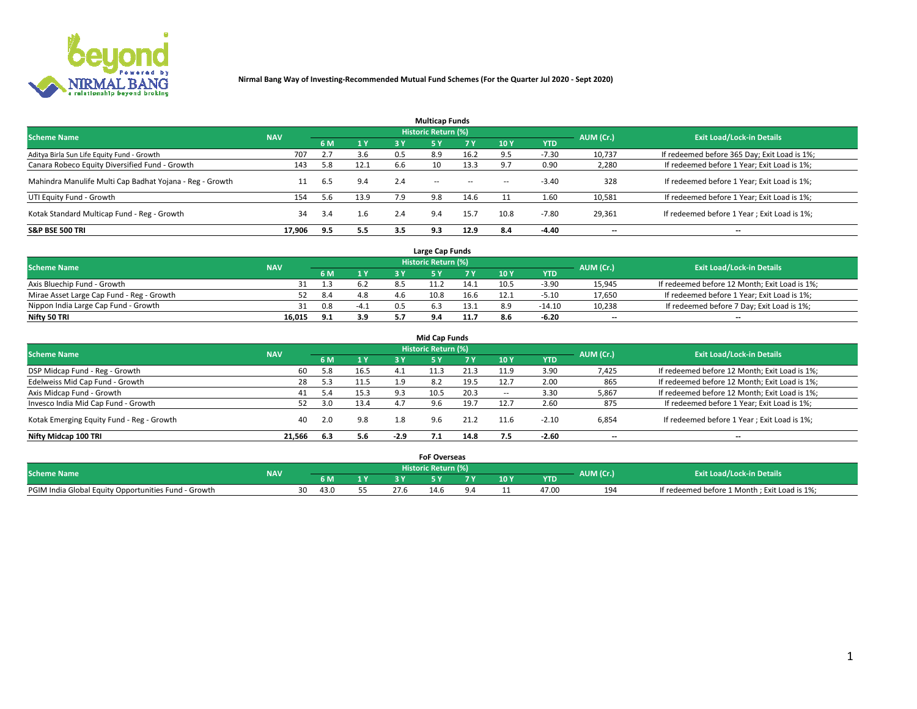# Nirmal Bang Way of Investing-Recommended Mutual Fund Schemes (For the Quarter Jul 2020 - Sept 2020)

## Multicap Funds

| Scheme Name | NAV | Historic Return (%) | | | | | | | AUM (Cr.) | Exit Load/Lock-in Details |
|---|---|---|---|---|---|---|---|---|---|---|
| | | 6 M | 1 Y | 3 Y | 5 Y | 7 Y | 10 Y | YTD | | |
| Aditya Birla Sun Life Equity Fund - Growth | 707 | 2.7 | 3.6 | 0.5 | 8.9 | 16.2 | 9.5 | -7.30 | 10,737 | If redeemed before 365 Day; Exit Load is 1%; |
| Canara Robeco Equity Diversified Fund - Growth | 143 | 5.8 | 12.1 | 6.6 | 10 | 13.3 | 9.7 | 0.90 | 2,280 | If redeemed before 1 Year; Exit Load is 1%; |
| Mahindra Manulife Multi Cap Badhat Yojana - Reg - Growth | 11 | 6.5 | 9.4 | 2.4 | -- | -- | -- | -3.40 | 328 | If redeemed before 1 Year; Exit Load is 1%; |
| UTI Equity Fund - Growth | 154 | 5.6 | 13.9 | 7.9 | 9.8 | 14.6 | 11 | 1.60 | 10,581 | If redeemed before 1 Year; Exit Load is 1%; |
| Kotak Standard Multicap Fund - Reg - Growth | 34 | 3.4 | 1.6 | 2.4 | 9.4 | 15.7 | 10.8 | -7.80 | 29,361 | If redeemed before 1 Year ; Exit Load is 1%; |
| **S&P BSE 500 TRI** | **17,906** | **9.5** | **5.5** | **3.5** | **9.3** | **12.9** | **8.4** | **-4.40** | -- | -- |

## Large Cap Funds

| Scheme Name | NAV | Historic Return (%) | | | | | | | AUM (Cr.) | Exit Load/Lock-in Details |
|---|---|---|---|---|---|---|---|---|---|---|
| | | 6 M | 1 Y | 3 Y | 5 Y | 7 Y | 10 Y | YTD | | |
| Axis Bluechip Fund - Growth | 31 | 1.3 | 6.2 | 8.5 | 11.2 | 14.1 | 10.5 | -3.90 | 15,945 | If redeemed before 12 Month; Exit Load is 1%; |
| Mirae Asset Large Cap Fund - Reg - Growth | 52 | 8.4 | 4.8 | 4.6 | 10.8 | 16.6 | 12.1 | -5.10 | 17,650 | If redeemed before 1 Year; Exit Load is 1%; |
| Nippon India Large Cap Fund - Growth | 31 | 0.8 | -4.1 | 0.5 | 6.3 | 13.1 | 8.9 | -14.10 | 10,238 | If redeemed before 7 Day; Exit Load is 1%; |
| **Nifty 50 TRI** | **16,015** | **9.1** | **3.9** | **5.7** | **9.4** | **11.7** | **8.6** | **-6.20** | -- | -- |

## Mid Cap Funds

| Scheme Name | NAV | Historic Return (%) | | | | | | | AUM (Cr.) | Exit Load/Lock-in Details |
|---|---|---|---|---|---|---|---|---|---|---|
| | | 6 M | 1 Y | 3 Y | 5 Y | 7 Y | 10 Y | YTD | | |
| DSP Midcap Fund - Reg - Growth | 60 | 5.8 | 16.5 | 4.1 | 11.3 | 21.3 | 11.9 | 3.90 | 7,425 | If redeemed before 12 Month; Exit Load is 1%; |
| Edelweiss Mid Cap Fund - Growth | 28 | 5.3 | 11.5 | 1.9 | 8.2 | 19.5 | 12.7 | 2.00 | 865 | If redeemed before 12 Month; Exit Load is 1%; |
| Axis Midcap Fund - Growth | 41 | 5.4 | 15.3 | 9.3 | 10.5 | 20.3 | -- | 3.30 | 5,867 | If redeemed before 12 Month; Exit Load is 1%; |
| Invesco India Mid Cap Fund - Growth | 52 | 3.0 | 13.4 | 4.7 | 9.6 | 19.7 | 12.7 | 2.60 | 875 | If redeemed before 1 Year; Exit Load is 1%; |
| Kotak Emerging Equity Fund - Reg - Growth | 40 | 2.0 | 9.8 | 1.8 | 9.6 | 21.2 | 11.6 | -2.10 | 6,854 | If redeemed before 1 Year ; Exit Load is 1%; |
| **Nifty Midcap 100 TRI** | **21,566** | **6.3** | **5.6** | **-2.9** | **7.1** | **14.8** | **7.5** | **-2.60** | -- | -- |

## FoF Overseas

| Scheme Name | NAV | Historic Return (%) | | | | | | | AUM (Cr.) | Exit Load/Lock-in Details |
|---|---|---|---|---|---|---|---|---|---|---|
| | | 6 M | 1 Y | 3 Y | 5 Y | 7 Y | 10 Y | YTD | | |
| PGIM India Global Equity Opportunities Fund - Growth | 30 | 43.0 | 55 | 27.6 | 14.6 | 9.4 | 11 | 47.00 | 194 | If redeemed before 1 Month ; Exit Load is 1%; |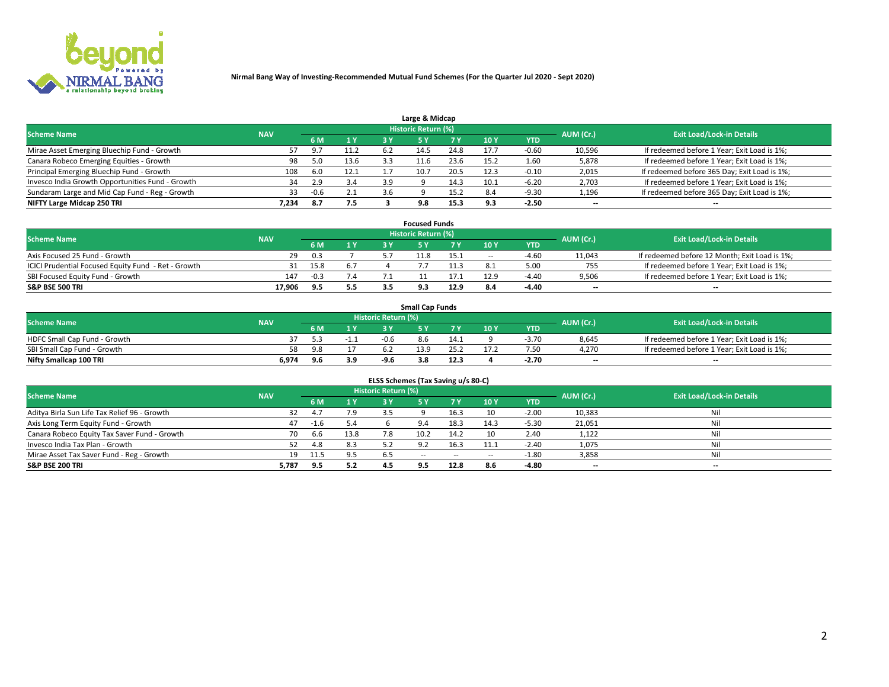**Nirmal Bang Way of Investing-Recommended Mutual Fund Schemes (For the Quarter Jul 2020 - Sept 2020)**

## Large & Midcap

| Scheme Name | NAV | Historic Return (%) | | | | | | | AUM (Cr.) | Exit Load/Lock-in Details |
|---|---|---|---|---|---|---|---|---|---|---|
| | | 6 M | 1 Y | 3 Y | 5 Y | 7 Y | 10 Y | YTD | | |
| Mirae Asset Emerging Bluechip Fund - Growth | 57 | 9.7 | 11.2 | 6.2 | 14.5 | 24.8 | 17.7 | -0.60 | 10,596 | If redeemed before 1 Year; Exit Load is 1%; |
| Canara Robeco Emerging Equities - Growth | 98 | 5.0 | 13.6 | 3.3 | 11.6 | 23.6 | 15.2 | 1.60 | 5,878 | If redeemed before 1 Year; Exit Load is 1%; |
| Principal Emerging Bluechip Fund - Growth | 108 | 6.0 | 12.1 | 1.7 | 10.7 | 20.5 | 12.3 | -0.10 | 2,015 | If redeemed before 365 Day; Exit Load is 1%; |
| Invesco India Growth Opportunities Fund - Growth | 34 | 2.9 | 3.4 | 3.9 | 9 | 14.3 | 10.1 | -6.20 | 2,703 | If redeemed before 1 Year; Exit Load is 1%; |
| Sundaram Large and Mid Cap Fund - Reg - Growth | 33 | -0.6 | 2.1 | 3.6 | 9 | 15.2 | 8.4 | -9.30 | 1,196 | If redeemed before 365 Day; Exit Load is 1%; |
| **NIFTY Large Midcap 250 TRI** | **7,234** | **8.7** | **7.5** | **3** | **9.8** | **15.3** | **9.3** | **-2.50** | **--** | **--** |

## Focused Funds

| Scheme Name | NAV | Historic Return (%) | | | | | | | AUM (Cr.) | Exit Load/Lock-in Details |
|---|---|---|---|---|---|---|---|---|---|---|
| | | 6 M | 1 Y | 3 Y | 5 Y | 7 Y | 10 Y | YTD | | |
| Axis Focused 25 Fund - Growth | 29 | 0.3 | 7 | 5.7 | 11.8 | 15.1 | -- | -4.60 | 11,043 | If redeemed before 12 Month; Exit Load is 1%; |
| ICICI Prudential Focused Equity Fund - Ret - Growth | 31 | 15.8 | 6.7 | 4 | 7.7 | 11.3 | 8.1 | 5.00 | 755 | If redeemed before 1 Year; Exit Load is 1%; |
| SBI Focused Equity Fund - Growth | 147 | -0.3 | 7.4 | 7.1 | 11 | 17.1 | 12.9 | -4.40 | 9,506 | If redeemed before 1 Year; Exit Load is 1%; |
| **S&P BSE 500 TRI** | **17,906** | **9.5** | **5.5** | **3.5** | **9.3** | **12.9** | **8.4** | **-4.40** | **--** | **--** |

## Small Cap Funds

| Scheme Name | NAV | Historic Return (%) | | | | | | | AUM (Cr.) | Exit Load/Lock-in Details |
|---|---|---|---|---|---|---|---|---|---|---|
| | | 6 M | 1 Y | 3 Y | 5 Y | 7 Y | 10 Y | YTD | | |
| HDFC Small Cap Fund - Growth | 37 | 5.3 | -1.1 | -0.6 | 8.6 | 14.1 | 9 | -3.70 | 8,645 | If redeemed before 1 Year; Exit Load is 1%; |
| SBI Small Cap Fund - Growth | 58 | 9.8 | 17 | 6.2 | 13.9 | 25.2 | 17.2 | 7.50 | 4,270 | If redeemed before 1 Year; Exit Load is 1%; |
| **Nifty Smallcap 100 TRI** | **6,974** | **9.6** | **3.9** | **-9.6** | **3.8** | **12.3** | **4** | **-2.70** | **--** | **--** |

## ELSS Schemes (Tax Saving u/s 80-C)

| Scheme Name | NAV | Historic Return (%) | | | | | | | AUM (Cr.) | Exit Load/Lock-in Details |
|---|---|---|---|---|---|---|---|---|---|---|
| | | 6 M | 1 Y | 3 Y | 5 Y | 7 Y | 10 Y | YTD | | |
| Aditya Birla Sun Life Tax Relief 96 - Growth | 32 | 4.7 | 7.9 | 3.5 | 9 | 16.3 | 10 | -2.00 | 10,383 | Nil |
| Axis Long Term Equity Fund - Growth | 47 | -1.6 | 5.4 | 6 | 9.4 | 18.3 | 14.3 | -5.30 | 21,051 | Nil |
| Canara Robeco Equity Tax Saver Fund - Growth | 70 | 6.6 | 13.8 | 7.8 | 10.2 | 14.2 | 10 | 2.40 | 1,122 | Nil |
| Invesco India Tax Plan - Growth | 52 | 4.8 | 8.3 | 5.2 | 9.2 | 16.3 | 11.1 | -2.40 | 1,075 | Nil |
| Mirae Asset Tax Saver Fund - Reg - Growth | 19 | 11.5 | 9.5 | 6.5 | -- | -- | -- | -1.80 | 3,858 | Nil |
| **S&P BSE 200 TRI** | **5,787** | **9.5** | **5.2** | **4.5** | **9.5** | **12.8** | **8.6** | **-4.80** | **--** | **--** |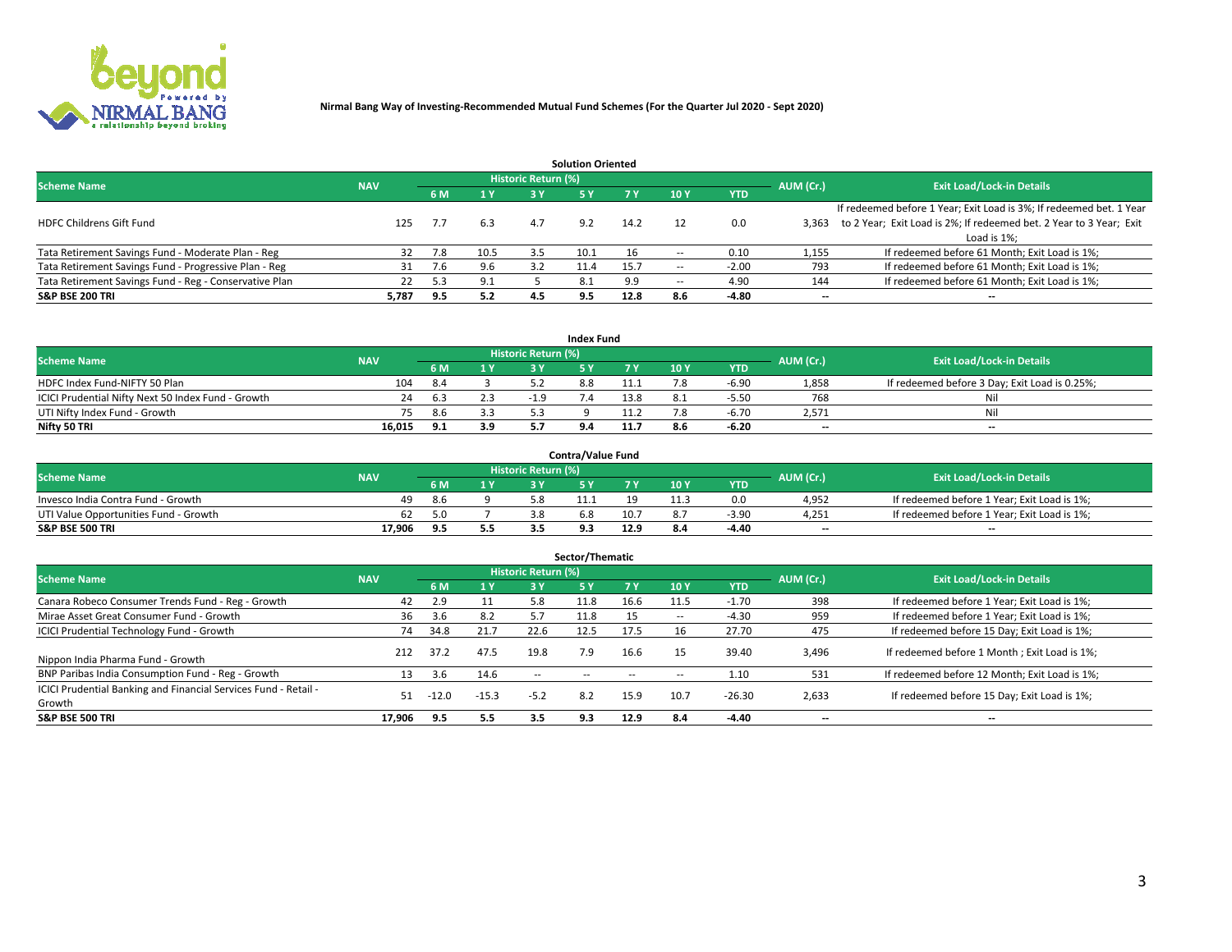**Nirmal Bang Way of Investing-Recommended Mutual Fund Schemes (For the Quarter Jul 2020 - Sept 2020)**

### Solution Oriented

| Scheme Name | NAV | Historic Return (%) | | | | | | | AUM (Cr.) | Exit Load/Lock-in Details |
|---|---|---|---|---|---|---|---|---|---|---|
| | | 6 M | 1 Y | 3 Y | 5 Y | 7 Y | 10 Y | YTD | | |
| HDFC Childrens Gift Fund | 125 | 7.7 | 6.3 | 4.7 | 9.2 | 14.2 | 12 | 0.0 | 3,363 | If redeemed before 1 Year; Exit Load is 3%; If redeemed bet. 1 Year to 2 Year; Exit Load is 2%; If redeemed bet. 2 Year to 3 Year; Exit Load is 1%; |
| Tata Retirement Savings Fund - Moderate Plan - Reg | 32 | 7.8 | 10.5 | 3.5 | 10.1 | 16 | -- | 0.10 | 1,155 | If redeemed before 61 Month; Exit Load is 1%; |
| Tata Retirement Savings Fund - Progressive Plan - Reg | 31 | 7.6 | 9.6 | 3.2 | 11.4 | 15.7 | -- | -2.00 | 793 | If redeemed before 61 Month; Exit Load is 1%; |
| Tata Retirement Savings Fund - Reg - Conservative Plan | 22 | 5.3 | 9.1 | 5 | 8.1 | 9.9 | -- | 4.90 | 144 | If redeemed before 61 Month; Exit Load is 1%; |
| **S&P BSE 200 TRI** | **5,787** | **9.5** | **5.2** | **4.5** | **9.5** | **12.8** | **8.6** | **-4.80** | **--** | **--** |

### Index Fund

| Scheme Name | NAV | Historic Return (%) | | | | | | | AUM (Cr.) | Exit Load/Lock-in Details |
|---|---|---|---|---|---|---|---|---|---|---|
| | | 6 M | 1 Y | 3 Y | 5 Y | 7 Y | 10 Y | YTD | | |
| HDFC Index Fund-NIFTY 50 Plan | 104 | 8.4 | 3 | 5.2 | 8.8 | 11.1 | 7.8 | -6.90 | 1,858 | If redeemed before 3 Day; Exit Load is 0.25%; |
| ICICI Prudential Nifty Next 50 Index Fund - Growth | 24 | 6.3 | 2.3 | -1.9 | 7.4 | 13.8 | 8.1 | -5.50 | 768 | Nil |
| UTI Nifty Index Fund - Growth | 75 | 8.6 | 3.3 | 5.3 | 9 | 11.2 | 7.8 | -6.70 | 2,571 | Nil |
| **Nifty 50 TRI** | **16,015** | **9.1** | **3.9** | **5.7** | **9.4** | **11.7** | **8.6** | **-6.20** | **--** | **--** |

### Contra/Value Fund

| Scheme Name | NAV | Historic Return (%) | | | | | | | AUM (Cr.) | Exit Load/Lock-in Details |
|---|---|---|---|---|---|---|---|---|---|---|
| | | 6 M | 1 Y | 3 Y | 5 Y | 7 Y | 10 Y | YTD | | |
| Invesco India Contra Fund - Growth | 49 | 8.6 | 9 | 5.8 | 11.1 | 19 | 11.3 | 0.0 | 4,952 | If redeemed before 1 Year; Exit Load is 1%; |
| UTI Value Opportunities Fund - Growth | 62 | 5.0 | 7 | 3.8 | 6.8 | 10.7 | 8.7 | -3.90 | 4,251 | If redeemed before 1 Year; Exit Load is 1%; |
| **S&P BSE 500 TRI** | **17,906** | **9.5** | **5.5** | **3.5** | **9.3** | **12.9** | **8.4** | **-4.40** | **--** | **--** |

### Sector/Thematic

| Scheme Name | NAV | Historic Return (%) | | | | | | | AUM (Cr.) | Exit Load/Lock-in Details |
|---|---|---|---|---|---|---|---|---|---|---|
| | | 6 M | 1 Y | 3 Y | 5 Y | 7 Y | 10 Y | YTD | | |
| Canara Robeco Consumer Trends Fund - Reg - Growth | 42 | 2.9 | 11 | 5.8 | 11.8 | 16.6 | 11.5 | -1.70 | 398 | If redeemed before 1 Year; Exit Load is 1%; |
| Mirae Asset Great Consumer Fund - Growth | 36 | 3.6 | 8.2 | 5.7 | 11.8 | 15 | -- | -4.30 | 959 | If redeemed before 1 Year; Exit Load is 1%; |
| ICICI Prudential Technology Fund - Growth | 74 | 34.8 | 21.7 | 22.6 | 12.5 | 17.5 | 16 | 27.70 | 475 | If redeemed before 15 Day; Exit Load is 1%; |
| Nippon India Pharma Fund - Growth | 212 | 37.2 | 47.5 | 19.8 | 7.9 | 16.6 | 15 | 39.40 | 3,496 | If redeemed before 1 Month ; Exit Load is 1%; |
| BNP Paribas India Consumption Fund - Reg - Growth | 13 | 3.6 | 14.6 | -- | -- | -- | -- | 1.10 | 531 | If redeemed before 12 Month; Exit Load is 1%; |
| ICICI Prudential Banking and Financial Services Fund - Retail - Growth | 51 | -12.0 | -15.3 | -5.2 | 8.2 | 15.9 | 10.7 | -26.30 | 2,633 | If redeemed before 15 Day; Exit Load is 1%; |
| **S&P BSE 500 TRI** | **17,906** | **9.5** | **5.5** | **3.5** | **9.3** | **12.9** | **8.4** | **-4.40** | **--** | **--** |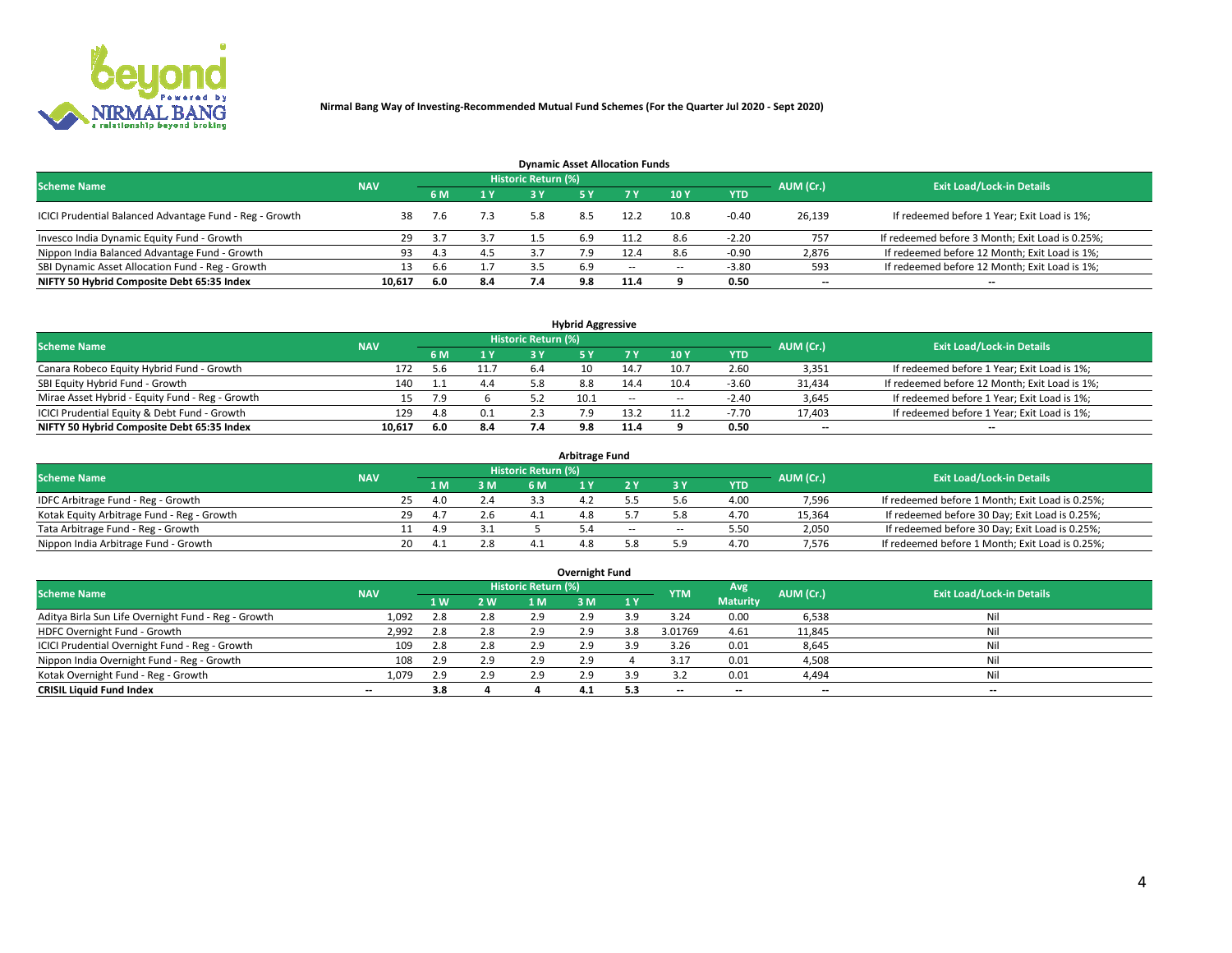**Nirmal Bang Way of Investing-Recommended Mutual Fund Schemes (For the Quarter Jul 2020 - Sept 2020)**

### Dynamic Asset Allocation Funds

| Scheme Name | NAV | Historic Return (%) | | | | | | | AUM (Cr.) | Exit Load/Lock-in Details |
|---|---|---|---|---|---|---|---|---|---|---|
| | | 6 M | 1 Y | 3 Y | 5 Y | 7 Y | 10 Y | YTD | | |
| ICICI Prudential Balanced Advantage Fund - Reg - Growth | 38 | 7.6 | 7.3 | 5.8 | 8.5 | 12.2 | 10.8 | -0.40 | 26,139 | If redeemed before 1 Year; Exit Load is 1%; |
| Invesco India Dynamic Equity Fund - Growth | 29 | 3.7 | 3.7 | 1.5 | 6.9 | 11.2 | 8.6 | -2.20 | 757 | If redeemed before 3 Month; Exit Load is 0.25%; |
| Nippon India Balanced Advantage Fund - Growth | 93 | 4.3 | 4.5 | 3.7 | 7.9 | 12.4 | 8.6 | -0.90 | 2,876 | If redeemed before 12 Month; Exit Load is 1%; |
| SBI Dynamic Asset Allocation Fund - Reg - Growth | 13 | 6.6 | 1.7 | 3.5 | 6.9 | -- | -- | -3.80 | 593 | If redeemed before 12 Month; Exit Load is 1%; |
| **NIFTY 50 Hybrid Composite Debt 65:35 Index** | **10,617** | **6.0** | **8.4** | **7.4** | **9.8** | **11.4** | **9** | **0.50** | **--** | **--** |

### Hybrid Aggressive

| Scheme Name | NAV | Historic Return (%) | | | | | | | AUM (Cr.) | Exit Load/Lock-in Details |
|---|---|---|---|---|---|---|---|---|---|---|
| | | 6 M | 1 Y | 3 Y | 5 Y | 7 Y | 10 Y | YTD | | |
| Canara Robeco Equity Hybrid Fund - Growth | 172 | 5.6 | 11.7 | 6.4 | 10 | 14.7 | 10.7 | 2.60 | 3,351 | If redeemed before 1 Year; Exit Load is 1%; |
| SBI Equity Hybrid Fund - Growth | 140 | 1.1 | 4.4 | 5.8 | 8.8 | 14.4 | 10.4 | -3.60 | 31,434 | If redeemed before 12 Month; Exit Load is 1%; |
| Mirae Asset Hybrid - Equity Fund - Reg - Growth | 15 | 7.9 | 6 | 5.2 | 10.1 | -- | -- | -2.40 | 3,645 | If redeemed before 1 Year; Exit Load is 1%; |
| ICICI Prudential Equity & Debt Fund - Growth | 129 | 4.8 | 0.1 | 2.3 | 7.9 | 13.2 | 11.2 | -7.70 | 17,403 | If redeemed before 1 Year; Exit Load is 1%; |
| **NIFTY 50 Hybrid Composite Debt 65:35 Index** | **10,617** | **6.0** | **8.4** | **7.4** | **9.8** | **11.4** | **9** | **0.50** | **--** | **--** |

### Arbitrage Fund

| Scheme Name | NAV | Historic Return (%) | | | | | | | AUM (Cr.) | Exit Load/Lock-in Details |
|---|---|---|---|---|---|---|---|---|---|---|
| | | 1 M | 3 M | 6 M | 1 Y | 2 Y | 3 Y | YTD | | |
| IDFC Arbitrage Fund - Reg - Growth | 25 | 4.0 | 2.4 | 3.3 | 4.2 | 5.5 | 5.6 | 4.00 | 7,596 | If redeemed before 1 Month; Exit Load is 0.25%; |
| Kotak Equity Arbitrage Fund - Reg - Growth | 29 | 4.7 | 2.6 | 4.1 | 4.8 | 5.7 | 5.8 | 4.70 | 15,364 | If redeemed before 30 Day; Exit Load is 0.25%; |
| Tata Arbitrage Fund - Reg - Growth | 11 | 4.9 | 3.1 | 5 | 5.4 | -- | -- | 5.50 | 2,050 | If redeemed before 30 Day; Exit Load is 0.25%; |
| Nippon India Arbitrage Fund - Growth | 20 | 4.1 | 2.8 | 4.1 | 4.8 | 5.8 | 5.9 | 4.70 | 7,576 | If redeemed before 1 Month; Exit Load is 0.25%; |

### Overnight Fund

| Scheme Name | NAV | Historic Return (%) | | | | | YTM | Avg Maturity | AUM (Cr.) | Exit Load/Lock-in Details |
|---|---|---|---|---|---|---|---|---|---|---|
| | | 1 W | 2 W | 1 M | 3 M | 1 Y | | | | |
| Aditya Birla Sun Life Overnight Fund - Reg - Growth | 1,092 | 2.8 | 2.8 | 2.9 | 2.9 | 3.9 | 3.24 | 0.00 | 6,538 | Nil |
| HDFC Overnight Fund - Growth | 2,992 | 2.8 | 2.8 | 2.9 | 2.9 | 3.8 | 3.01769 | 4.61 | 11,845 | Nil |
| ICICI Prudential Overnight Fund - Reg - Growth | 109 | 2.8 | 2.8 | 2.9 | 2.9 | 3.9 | 3.26 | 0.01 | 8,645 | Nil |
| Nippon India Overnight Fund - Reg - Growth | 108 | 2.9 | 2.9 | 2.9 | 2.9 | 4 | 3.17 | 0.01 | 4,508 | Nil |
| Kotak Overnight Fund - Reg - Growth | 1,079 | 2.9 | 2.9 | 2.9 | 2.9 | 3.9 | 3.2 | 0.01 | 4,494 | Nil |
| **CRISIL Liquid Fund Index** | **--** | **3.8** | **4** | **4** | **4.1** | **5.3** | **--** | **--** | **--** | **--** |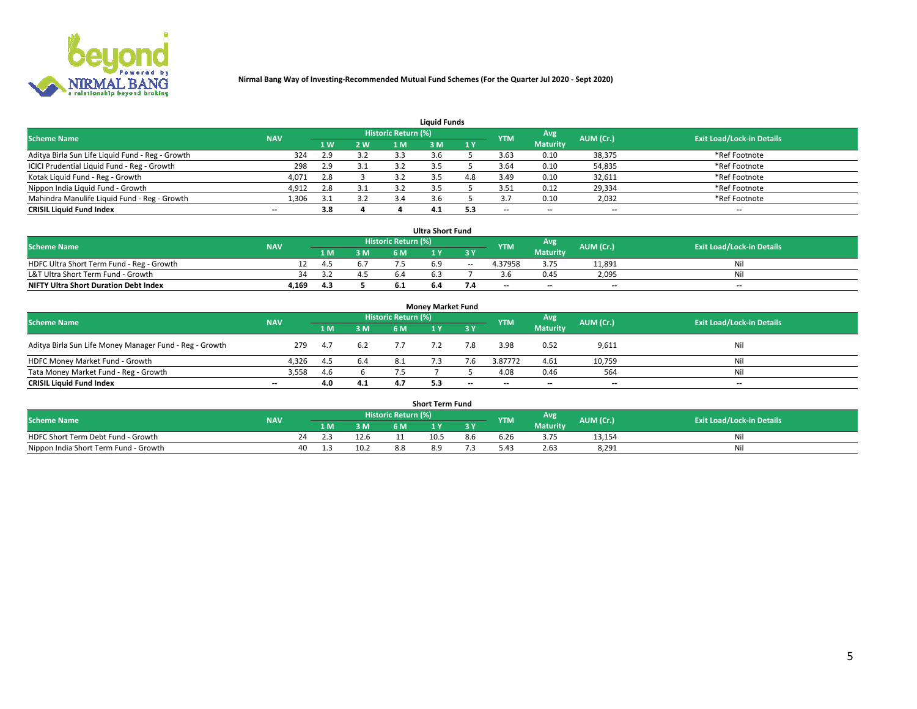Nirmal Bang Way of Investing-Recommended Mutual Fund Schemes (For the Quarter Jul 2020 - Sept 2020)

## Liquid Funds

| Scheme Name | NAV | Historic Return (%) | | | | | YTM | Avg Maturity | AUM (Cr.) | Exit Load/Lock-in Details |
|---|---|---|---|---|---|---|---|---|---|---|
| | | 1 W | 2 W | 1 M | 3 M | 1 Y | | | | |
| Aditya Birla Sun Life Liquid Fund - Reg - Growth | 324 | 2.9 | 3.2 | 3.3 | 3.6 | 5 | 3.63 | 0.10 | 38,375 | *Ref Footnote |
| ICICI Prudential Liquid Fund - Reg - Growth | 298 | 2.9 | 3.1 | 3.2 | 3.5 | 5 | 3.64 | 0.10 | 54,835 | *Ref Footnote |
| Kotak Liquid Fund - Reg - Growth | 4,071 | 2.8 | 3 | 3.2 | 3.5 | 4.8 | 3.49 | 0.10 | 32,611 | *Ref Footnote |
| Nippon India Liquid Fund - Growth | 4,912 | 2.8 | 3.1 | 3.2 | 3.5 | 5 | 3.51 | 0.12 | 29,334 | *Ref Footnote |
| Mahindra Manulife Liquid Fund - Reg - Growth | 1,306 | 3.1 | 3.2 | 3.4 | 3.6 | 5 | 3.7 | 0.10 | 2,032 | *Ref Footnote |
| **CRISIL Liquid Fund Index** | -- | **3.8** | **4** | **4** | **4.1** | **5.3** | -- | -- | -- | -- |

## Ultra Short Fund

| Scheme Name | NAV | Historic Return (%) | | | | | YTM | Avg Maturity | AUM (Cr.) | Exit Load/Lock-in Details |
|---|---|---|---|---|---|---|---|---|---|---|
| | | 1 M | 3 M | 6 M | 1 Y | 3 Y | | | | |
| HDFC Ultra Short Term Fund - Reg - Growth | 12 | 4.5 | 6.7 | 7.5 | 6.9 | -- | 4.37958 | 3.75 | 11,891 | Nil |
| L&T Ultra Short Term Fund - Growth | 34 | 3.2 | 4.5 | 6.4 | 6.3 | 7 | 3.6 | 0.45 | 2,095 | Nil |
| **NIFTY Ultra Short Duration Debt Index** | **4,169** | **4.3** | **5** | **6.1** | **6.4** | **7.4** | -- | -- | -- | -- |

## Money Market Fund

| Scheme Name | NAV | Historic Return (%) | | | | | YTM | Avg Maturity | AUM (Cr.) | Exit Load/Lock-in Details |
|---|---|---|---|---|---|---|---|---|---|---|
| | | 1 M | 3 M | 6 M | 1 Y | 3 Y | | | | |
| Aditya Birla Sun Life Money Manager Fund - Reg - Growth | 279 | 4.7 | 6.2 | 7.7 | 7.2 | 7.8 | 3.98 | 0.52 | 9,611 | Nil |
| HDFC Money Market Fund - Growth | 4,326 | 4.5 | 6.4 | 8.1 | 7.3 | 7.6 | 3.87772 | 4.61 | 10,759 | Nil |
| Tata Money Market Fund - Reg - Growth | 3,558 | 4.6 | 6 | 7.5 | 7 | 5 | 4.08 | 0.46 | 564 | Nil |
| **CRISIL Liquid Fund Index** | -- | **4.0** | **4.1** | **4.7** | **5.3** | -- | -- | -- | -- | -- |

## Short Term Fund

| Scheme Name | NAV | Historic Return (%) | | | | | YTM | Avg Maturity | AUM (Cr.) | Exit Load/Lock-in Details |
|---|---|---|---|---|---|---|---|---|---|---|
| | | 1 M | 3 M | 6 M | 1 Y | 3 Y | | | | |
| HDFC Short Term Debt Fund - Growth | 24 | 2.3 | 12.6 | 11 | 10.5 | 8.6 | 6.26 | 3.75 | 13,154 | Nil |
| Nippon India Short Term Fund - Growth | 40 | 1.3 | 10.2 | 8.8 | 8.9 | 7.3 | 5.43 | 2.63 | 8,291 | Nil |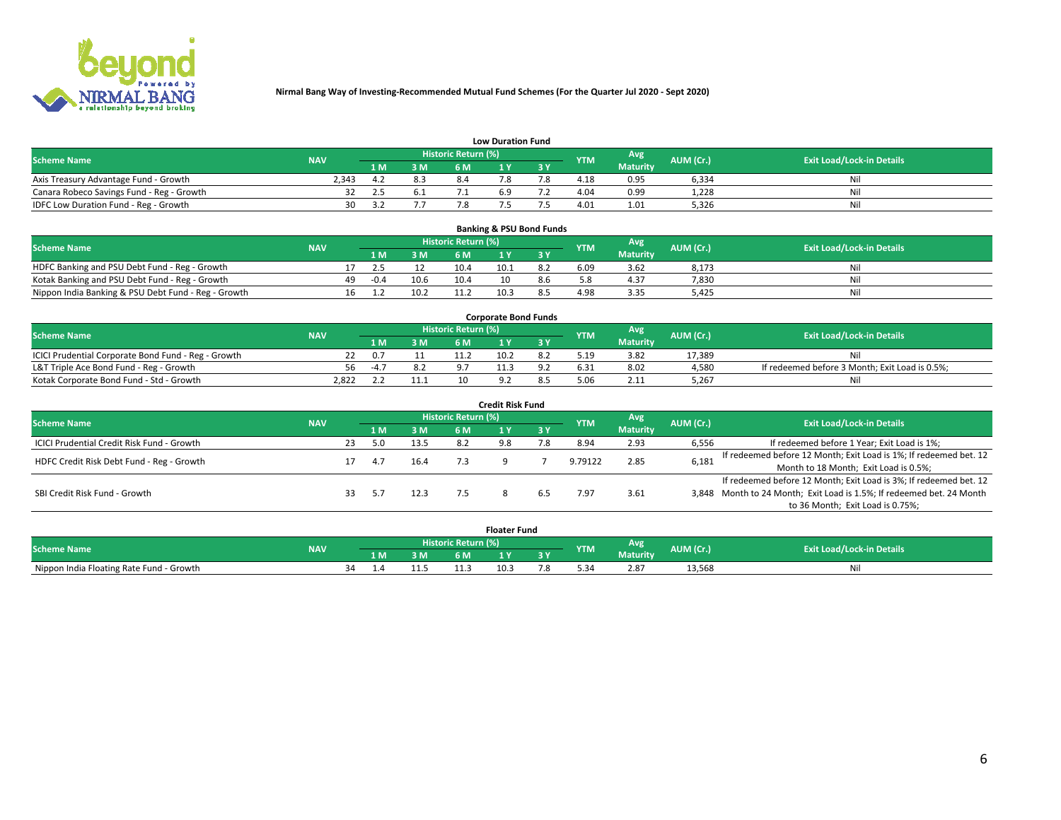**Nirmal Bang Way of Investing-Recommended Mutual Fund Schemes (For the Quarter Jul 2020 - Sept 2020)**

### Low Duration Fund

| Scheme Name | NAV | Historic Return (%) | | | | | YTM | Avg Maturity | AUM (Cr.) | Exit Load/Lock-in Details |
|---|---|---|---|---|---|---|---|---|---|---|
| | | 1 M | 3 M | 6 M | 1 Y | 3 Y | | | | |
| Axis Treasury Advantage Fund - Growth | 2,343 | 4.2 | 8.3 | 8.4 | 7.8 | 7.8 | 4.18 | 0.95 | 6,334 | Nil |
| Canara Robeco Savings Fund - Reg - Growth | 32 | 2.5 | 6.1 | 7.1 | 6.9 | 7.2 | 4.04 | 0.99 | 1,228 | Nil |
| IDFC Low Duration Fund - Reg - Growth | 30 | 3.2 | 7.7 | 7.8 | 7.5 | 7.5 | 4.01 | 1.01 | 5,326 | Nil |

### Banking & PSU Bond Funds

| Scheme Name | NAV | Historic Return (%) | | | | | YTM | Avg Maturity | AUM (Cr.) | Exit Load/Lock-in Details |
|---|---|---|---|---|---|---|---|---|---|---|
| | | 1 M | 3 M | 6 M | 1 Y | 3 Y | | | | |
| HDFC Banking and PSU Debt Fund - Reg - Growth | 17 | 2.5 | 12 | 10.4 | 10.1 | 8.2 | 6.09 | 3.62 | 8,173 | Nil |
| Kotak Banking and PSU Debt Fund - Reg - Growth | 49 | -0.4 | 10.6 | 10.4 | 10 | 8.6 | 5.8 | 4.37 | 7,830 | Nil |
| Nippon India Banking & PSU Debt Fund - Reg - Growth | 16 | 1.2 | 10.2 | 11.2 | 10.3 | 8.5 | 4.98 | 3.35 | 5,425 | Nil |

### Corporate Bond Funds

| Scheme Name | NAV | Historic Return (%) | | | | | YTM | Avg Maturity | AUM (Cr.) | Exit Load/Lock-in Details |
|---|---|---|---|---|---|---|---|---|---|---|
| | | 1 M | 3 M | 6 M | 1 Y | 3 Y | | | | |
| ICICI Prudential Corporate Bond Fund - Reg - Growth | 22 | 0.7 | 11 | 11.2 | 10.2 | 8.2 | 5.19 | 3.82 | 17,389 | Nil |
| L&T Triple Ace Bond Fund - Reg - Growth | 56 | -4.7 | 8.2 | 9.7 | 11.3 | 9.2 | 6.31 | 8.02 | 4,580 | If redeemed before 3 Month; Exit Load is 0.5%; |
| Kotak Corporate Bond Fund - Std - Growth | 2,822 | 2.2 | 11.1 | 10 | 9.2 | 8.5 | 5.06 | 2.11 | 5,267 | Nil |

### Credit Risk Fund

| Scheme Name | NAV | Historic Return (%) | | | | | YTM | Avg Maturity | AUM (Cr.) | Exit Load/Lock-in Details |
|---|---|---|---|---|---|---|---|---|---|---|
| | | 1 M | 3 M | 6 M | 1 Y | 3 Y | | | | |
| ICICI Prudential Credit Risk Fund - Growth | 23 | 5.0 | 13.5 | 8.2 | 9.8 | 7.8 | 8.94 | 2.93 | 6,556 | If redeemed before 1 Year; Exit Load is 1%; |
| HDFC Credit Risk Debt Fund - Reg - Growth | 17 | 4.7 | 16.4 | 7.3 | 9 | 7 | 9.79122 | 2.85 | 6,181 | If redeemed before 12 Month; Exit Load is 1%; If redeemed bet. 12 Month to 18 Month; Exit Load is 0.5%; |
| SBI Credit Risk Fund - Growth | 33 | 5.7 | 12.3 | 7.5 | 8 | 6.5 | 7.97 | 3.61 | 3,848 | If redeemed before 12 Month; Exit Load is 3%; If redeemed bet. 12 Month to 24 Month; Exit Load is 1.5%; If redeemed bet. 24 Month to 36 Month; Exit Load is 0.75%; |

### Floater Fund

| Scheme Name | NAV | Historic Return (%) | | | | | YTM | Avg Maturity | AUM (Cr.) | Exit Load/Lock-in Details |
|---|---|---|---|---|---|---|---|---|---|---|
| | | 1 M | 3 M | 6 M | 1 Y | 3 Y | | | | |
| Nippon India Floating Rate Fund - Growth | 34 | 1.4 | 11.5 | 11.3 | 10.3 | 7.8 | 5.34 | 2.87 | 13,568 | Nil |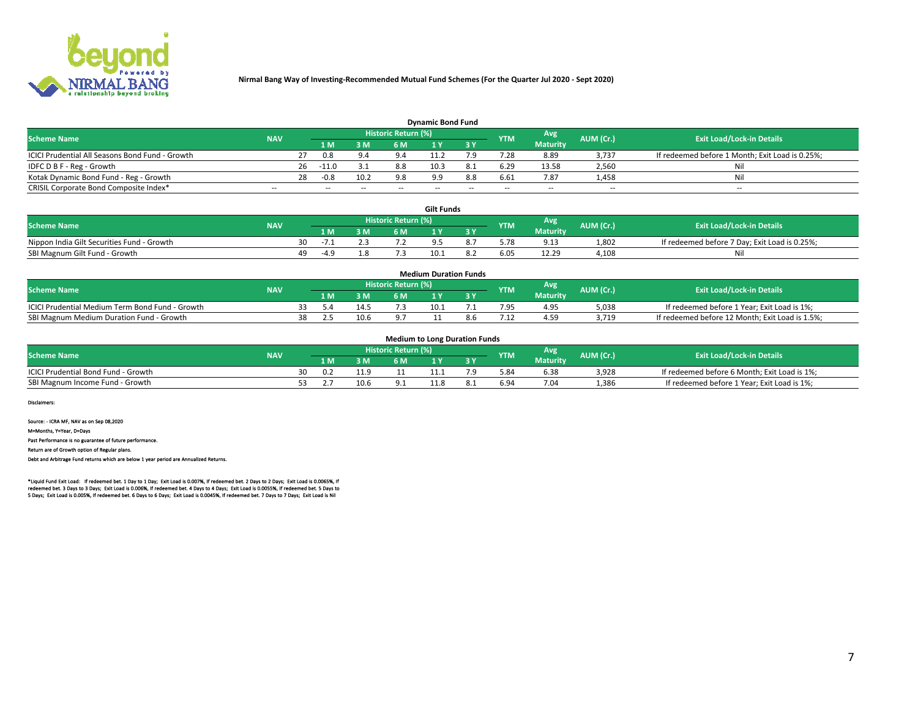**Nirmal Bang Way of Investing-Recommended Mutual Fund Schemes (For the Quarter Jul 2020 - Sept 2020)**

### Dynamic Bond Fund

| Scheme Name | NAV | Historic Return (%) | | | | | YTM | Avg Maturity | AUM (Cr.) | Exit Load/Lock-in Details |
|---|---|---|---|---|---|---|---|---|---|---|
| | | 1 M | 3 M | 6 M | 1 Y | 3 Y | | | | |
| ICICI Prudential All Seasons Bond Fund - Growth | 27 | 0.8 | 9.4 | 9.4 | 11.2 | 7.9 | 7.28 | 8.89 | 3,737 | If redeemed before 1 Month; Exit Load is 0.25%; |
| IDFC D B F - Reg - Growth | 26 | -11.0 | 3.1 | 8.8 | 10.3 | 8.1 | 6.29 | 13.58 | 2,560 | Nil |
| Kotak Dynamic Bond Fund - Reg - Growth | 28 | -0.8 | 10.2 | 9.8 | 9.9 | 8.8 | 6.61 | 7.87 | 1,458 | Nil |
| CRISIL Corporate Bond Composite Index* | -- | -- | -- | -- | -- | -- | -- | -- | -- | -- |

### Gilt Funds

| Scheme Name | NAV | Historic Return (%) | | | | | YTM | Avg Maturity | AUM (Cr.) | Exit Load/Lock-in Details |
|---|---|---|---|---|---|---|---|---|---|---|
| | | 1 M | 3 M | 6 M | 1 Y | 3 Y | | | | |
| Nippon India Gilt Securities Fund - Growth | 30 | -7.1 | 2.3 | 7.2 | 9.5 | 8.7 | 5.78 | 9.13 | 1,802 | If redeemed before 7 Day; Exit Load is 0.25%; |
| SBI Magnum Gilt Fund - Growth | 49 | -4.9 | 1.8 | 7.3 | 10.1 | 8.2 | 6.05 | 12.29 | 4,108 | Nil |

### Medium Duration Funds

| Scheme Name | NAV | Historic Return (%) | | | | | YTM | Avg Maturity | AUM (Cr.) | Exit Load/Lock-in Details |
|---|---|---|---|---|---|---|---|---|---|---|
| | | 1 M | 3 M | 6 M | 1 Y | 3 Y | | | | |
| ICICI Prudential Medium Term Bond Fund - Growth | 33 | 5.4 | 14.5 | 7.3 | 10.1 | 7.1 | 7.95 | 4.95 | 5,038 | If redeemed before 1 Year; Exit Load is 1%; |
| SBI Magnum Medium Duration Fund - Growth | 38 | 2.5 | 10.6 | 9.7 | 11 | 8.6 | 7.12 | 4.59 | 3,719 | If redeemed before 12 Month; Exit Load is 1.5%; |

### Medium to Long Duration Funds

| Scheme Name | NAV | Historic Return (%) | | | | | YTM | Avg Maturity | AUM (Cr.) | Exit Load/Lock-in Details |
|---|---|---|---|---|---|---|---|---|---|---|
| | | 1 M | 3 M | 6 M | 1 Y | 3 Y | | | | |
| ICICI Prudential Bond Fund - Growth | 30 | 0.2 | 11.9 | 11 | 11.1 | 7.9 | 5.84 | 6.38 | 3,928 | If redeemed before 6 Month; Exit Load is 1%; |
| SBI Magnum Income Fund - Growth | 53 | 2.7 | 10.6 | 9.1 | 11.8 | 8.1 | 6.94 | 7.04 | 1,386 | If redeemed before 1 Year; Exit Load is 1%; |

Disclaimers:

Source: - ICRA MF, NAV as on Sep 08,2020

M=Months, Y=Year, D=Days

Past Performance is no guarantee of future performance.

Return are of Growth option of Regular plans.

Debt and Arbitrage Fund returns which are below 1 year period are Annualized Returns.

*Liquid Fund Exit Load: If redeemed bet. 1 Day to 1 Day; Exit Load is 0.007%, If redeemed bet. 2 Days to 2 Days; Exit Load is 0.0065%, If redeemed bet. 3 Days to 3 Days; Exit Load is 0.006%, If redeemed bet. 4 Days to 4 Days; Exit Load is 0.0055%, If redeemed bet. 5 Days to 5 Days; Exit Load is 0.005%, If redeemed bet. 6 Days to 6 Days; Exit Load is 0.0045%, If redeemed bet. 7 Days to 7 Days; Exit Load is Nil